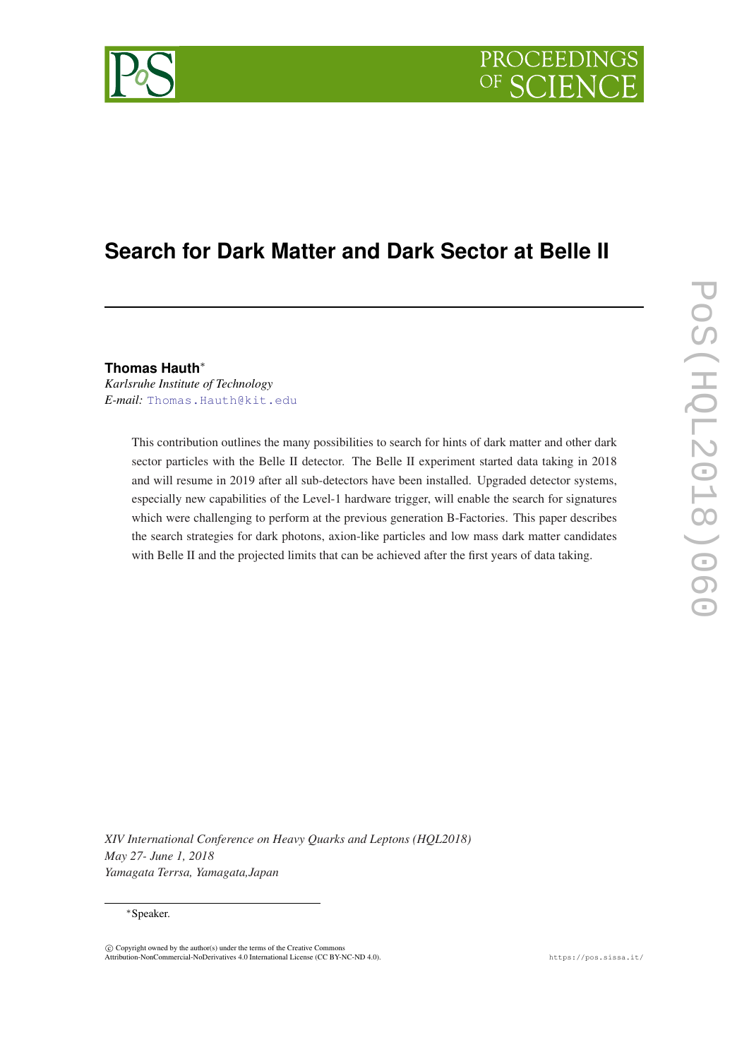# Search for Dark Matter and Dark Sector at Belle II

**Thomas Hauth**[*]
*Karlsruhe Institute of Technology*
*E-mail:* Thomas.Hauth@kit.edu

This contribution outlines the many possibilities to search for hints of dark matter and other dark sector particles with the Belle II detector. The Belle II experiment started data taking in 2018 and will resume in 2019 after all sub-detectors have been installed. Upgraded detector systems, especially new capabilities of the Level-1 hardware trigger, will enable the search for signatures which were challenging to perform at the previous generation B-Factories. This paper describes the search strategies for dark photons, axion-like particles and low mass dark matter candidates with Belle II and the projected limits that can be achieved after the first years of data taking.

*XIV International Conference on Heavy Quarks and Leptons (HQL2018)*
*May 27- June 1, 2018*
*Yamagata Terrsa, Yamagata,Japan*

[*]Speaker.

© Copyright owned by the author(s) under the terms of the Creative Commons Attribution-NonCommercial-NoDerivatives 4.0 International License (CC BY-NC-ND 4.0).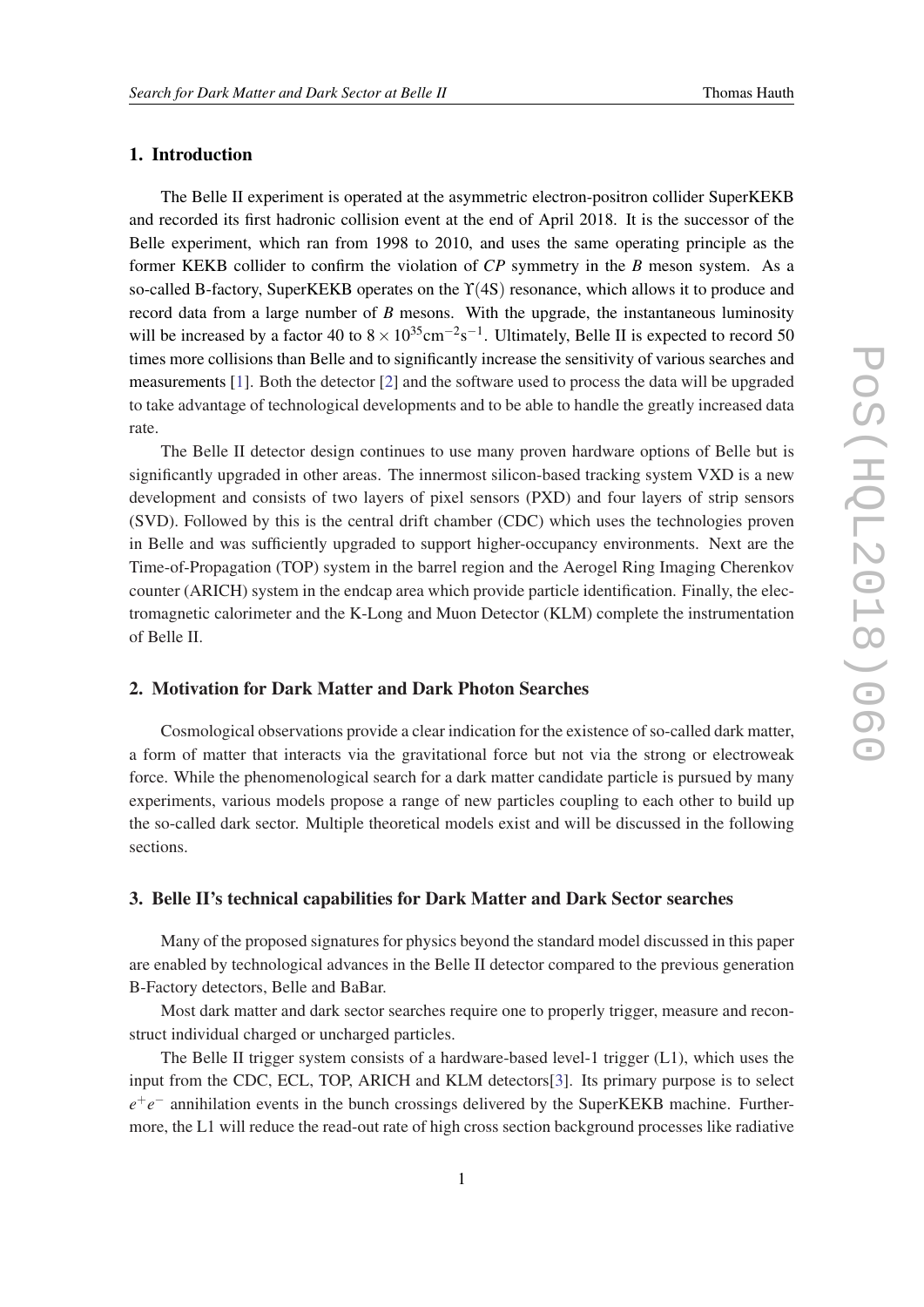## 1. Introduction

The Belle II experiment is operated at the asymmetric electron-positron collider SuperKEKB and recorded its first hadronic collision event at the end of April 2018. It is the successor of the Belle experiment, which ran from 1998 to 2010, and uses the same operating principle as the former KEKB collider to confirm the violation of *CP* symmetry in the *B* meson system. As a so-called B-factory, SuperKEKB operates on the $\Upsilon(4S)$ resonance, which allows it to produce and record data from a large number of *B* mesons. With the upgrade, the instantaneous luminosity will be increased by a factor 40 to $8 \times 10^{35}\text{cm}^{-2}\text{s}^{-1}$. Ultimately, Belle II is expected to record 50 times more collisions than Belle and to significantly increase the sensitivity of various searches and measurements [1]. Both the detector [2] and the software used to process the data will be upgraded to take advantage of technological developments and to be able to handle the greatly increased data rate.

The Belle II detector design continues to use many proven hardware options of Belle but is significantly upgraded in other areas. The innermost silicon-based tracking system VXD is a new development and consists of two layers of pixel sensors (PXD) and four layers of strip sensors (SVD). Followed by this is the central drift chamber (CDC) which uses the technologies proven in Belle and was sufficiently upgraded to support higher-occupancy environments. Next are the Time-of-Propagation (TOP) system in the barrel region and the Aerogel Ring Imaging Cherenkov counter (ARICH) system in the endcap area which provide particle identification. Finally, the electromagnetic calorimeter and the K-Long and Muon Detector (KLM) complete the instrumentation of Belle II.

## 2. Motivation for Dark Matter and Dark Photon Searches

Cosmological observations provide a clear indication for the existence of so-called dark matter, a form of matter that interacts via the gravitational force but not via the strong or electroweak force. While the phenomenological search for a dark matter candidate particle is pursued by many experiments, various models propose a range of new particles coupling to each other to build up the so-called dark sector. Multiple theoretical models exist and will be discussed in the following sections.

## 3. Belle II's technical capabilities for Dark Matter and Dark Sector searches

Many of the proposed signatures for physics beyond the standard model discussed in this paper are enabled by technological advances in the Belle II detector compared to the previous generation B-Factory detectors, Belle and BaBar.

Most dark matter and dark sector searches require one to properly trigger, measure and reconstruct individual charged or uncharged particles.

The Belle II trigger system consists of a hardware-based level-1 trigger (L1), which uses the input from the CDC, ECL, TOP, ARICH and KLM detectors[3]. Its primary purpose is to select $e^+e^-$ annihilation events in the bunch crossings delivered by the SuperKEKB machine. Furthermore, the L1 will reduce the read-out rate of high cross section background processes like radiative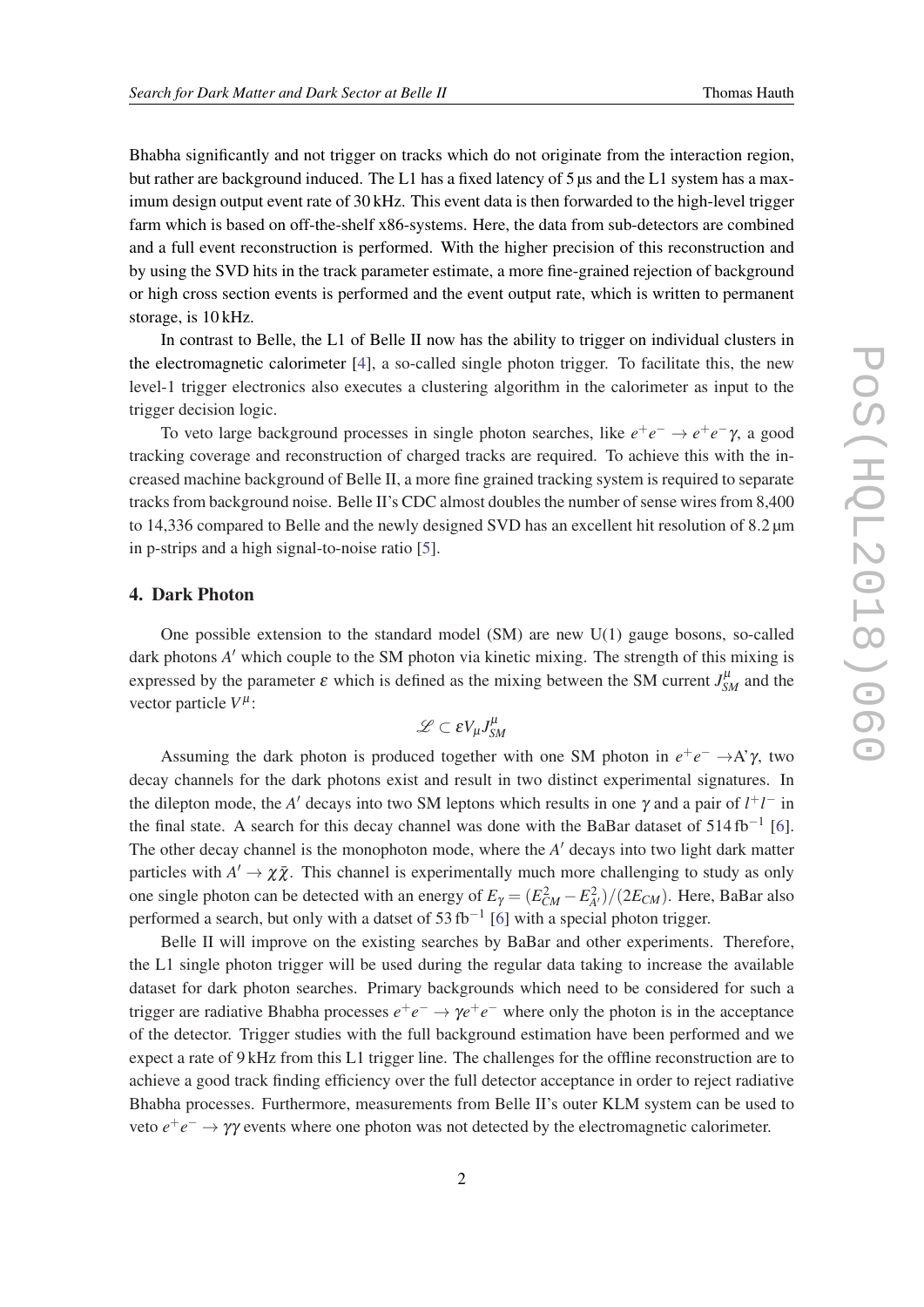Bhabha significantly and not trigger on tracks which do not originate from the interaction region, but rather are background induced. The L1 has a fixed latency of 5 µs and the L1 system has a maximum design output event rate of 30 kHz. This event data is then forwarded to the high-level trigger farm which is based on off-the-shelf x86-systems. Here, the data from sub-detectors are combined and a full event reconstruction is performed. With the higher precision of this reconstruction and by using the SVD hits in the track parameter estimate, a more fine-grained rejection of background or high cross section events is performed and the event output rate, which is written to permanent storage, is 10 kHz.

In contrast to Belle, the L1 of Belle II now has the ability to trigger on individual clusters in the electromagnetic calorimeter [4], a so-called single photon trigger. To facilitate this, the new level-1 trigger electronics also executes a clustering algorithm in the calorimeter as input to the trigger decision logic.

To veto large background processes in single photon searches, like $e^+e^- \rightarrow e^+e^-\gamma$, a good tracking coverage and reconstruction of charged tracks are required. To achieve this with the increased machine background of Belle II, a more fine grained tracking system is required to separate tracks from background noise. Belle II's CDC almost doubles the number of sense wires from 8,400 to 14,336 compared to Belle and the newly designed SVD has an excellent hit resolution of 8.2 µm in p-strips and a high signal-to-noise ratio [5].

## 4. Dark Photon

One possible extension to the standard model (SM) are new U(1) gauge bosons, so-called dark photons $A'$ which couple to the SM photon via kinetic mixing. The strength of this mixing is expressed by the parameter $\varepsilon$ which is defined as the mixing between the SM current $J^{\mu}_{SM}$ and the vector particle $V^{\mu}$:

$$\mathscr{L} \subset \varepsilon V_{\mu} J^{\mu}_{SM}$$

Assuming the dark photon is produced together with one SM photon in $e^+e^- \rightarrow A'\gamma$, two decay channels for the dark photons exist and result in two distinct experimental signatures. In the dilepton mode, the $A'$ decays into two SM leptons which results in one $\gamma$ and a pair of $l^+l^-$ in the final state. A search for this decay channel was done with the BaBar dataset of 514 $\mathrm{fb}^{-1}$ [6]. The other decay channel is the monophoton mode, where the $A'$ decays into two light dark matter particles with $A' \rightarrow \chi\bar{\chi}$. This channel is experimentally much more challenging to study as only one single photon can be detected with an energy of $E_{\gamma} = (E^2_{CM} - E^2_{A'})/(2E_{CM})$. Here, BaBar also performed a search, but only with a datset of 53 $\mathrm{fb}^{-1}$ [6] with a special photon trigger.

Belle II will improve on the existing searches by BaBar and other experiments. Therefore, the L1 single photon trigger will be used during the regular data taking to increase the available dataset for dark photon searches. Primary backgrounds which need to be considered for such a trigger are radiative Bhabha processes $e^+e^- \rightarrow \gamma e^+e^-$ where only the photon is in the acceptance of the detector. Trigger studies with the full background estimation have been performed and we expect a rate of 9 kHz from this L1 trigger line. The challenges for the offline reconstruction are to achieve a good track finding efficiency over the full detector acceptance in order to reject radiative Bhabha processes. Furthermore, measurements from Belle II's outer KLM system can be used to veto $e^+e^- \rightarrow \gamma\gamma$ events where one photon was not detected by the electromagnetic calorimeter.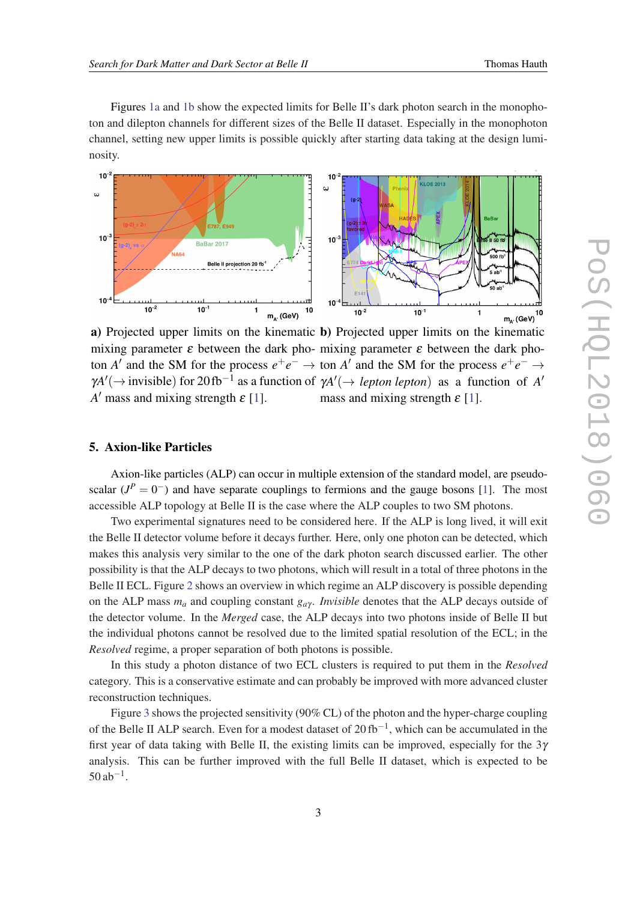Figures 1a and 1b show the expected limits for Belle II's dark photon search in the monophoton and dilepton channels for different sizes of the Belle II dataset. Especially in the monophoton channel, setting new upper limits is possible quickly after starting data taking at the design luminosity.

**a)** Projected upper limits on the kinematic mixing parameter $\varepsilon$ between the dark photon $A'$ and the SM for the process $e^+e^- \rightarrow \gamma A'(\rightarrow \text{invisible})$ for $20\,\text{fb}^{-1}$ as a function of $A'$ mass and mixing strength $\varepsilon$ [1].

**b)** Projected upper limits on the kinematic mixing parameter $\varepsilon$ between the dark photon $A'$ and the SM for the process $e^+e^- \rightarrow \gamma A'(\rightarrow \textit{lepton lepton})$ as a function of $A'$ mass and mixing strength $\varepsilon$ [1].

## 5. Axion-like Particles

Axion-like particles (ALP) can occur in multiple extension of the standard model, are pseudo-scalar ($J^P = 0^-$) and have separate couplings to fermions and the gauge bosons [1]. The most accessible ALP topology at Belle II is the case where the ALP couples to two SM photons.

Two experimental signatures need to be considered here. If the ALP is long lived, it will exit the Belle II detector volume before it decays further. Here, only one photon can be detected, which makes this analysis very similar to the one of the dark photon search discussed earlier. The other possibility is that the ALP decays to two photons, which will result in a total of three photons in the Belle II ECL. Figure 2 shows an overview in which regime an ALP discovery is possible depending on the ALP mass $m_a$ and coupling constant $g_{a\gamma}$. *Invisible* denotes that the ALP decays outside of the detector volume. In the *Merged* case, the ALP decays into two photons inside of Belle II but the individual photons cannot be resolved due to the limited spatial resolution of the ECL; in the *Resolved* regime, a proper separation of both photons is possible.

In this study a photon distance of two ECL clusters is required to put them in the *Resolved* category. This is a conservative estimate and can probably be improved with more advanced cluster reconstruction techniques.

Figure 3 shows the projected sensitivity (90% CL) of the photon and the hyper-charge coupling of the Belle II ALP search. Even for a modest dataset of $20\,\text{fb}^{-1}$, which can be accumulated in the first year of data taking with Belle II, the existing limits can be improved, especially for the $3\gamma$ analysis. This can be further improved with the full Belle II dataset, which is expected to be $50\,\text{ab}^{-1}$.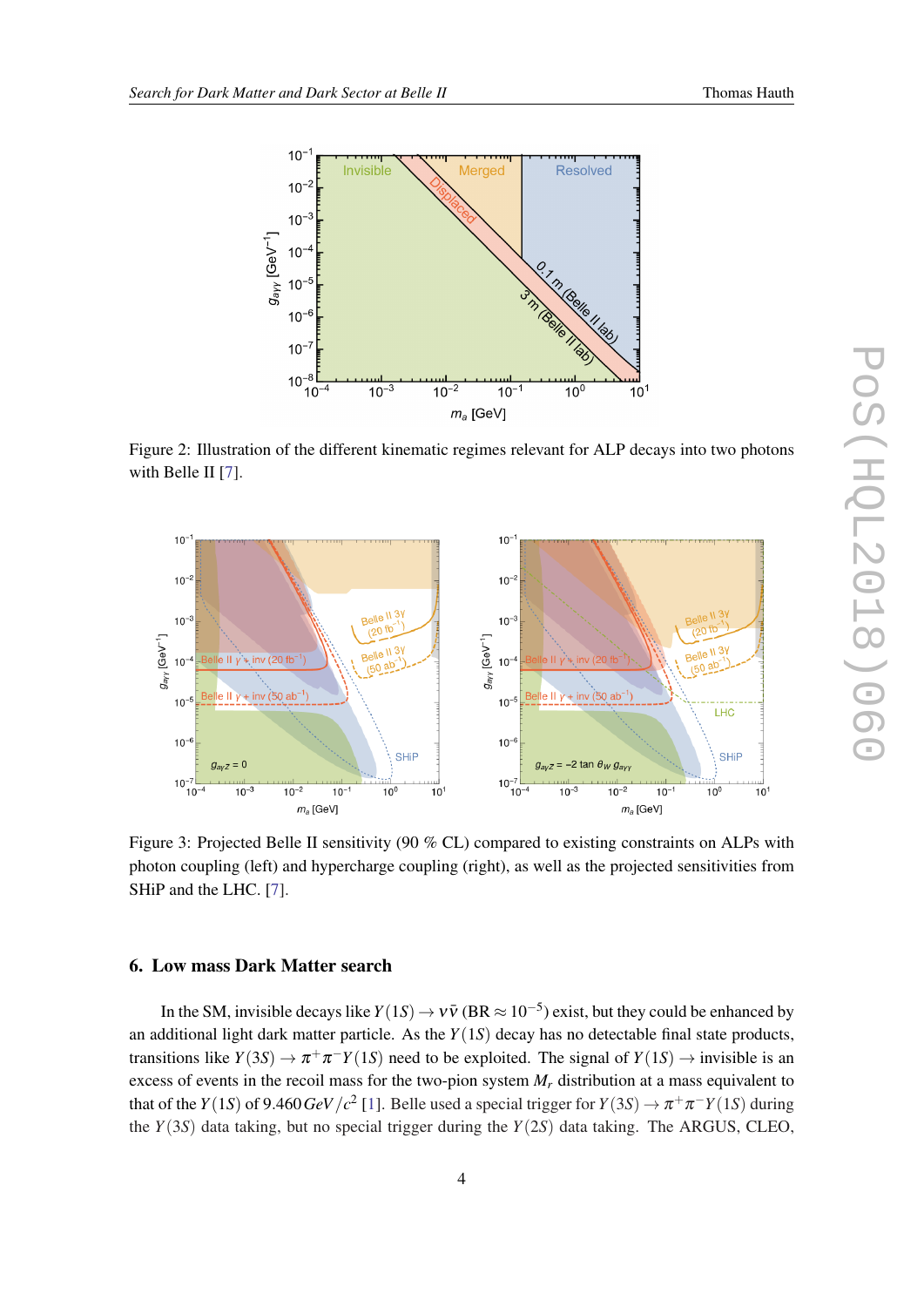Figure 2: Illustration of the different kinematic regimes relevant for ALP decays into two photons with Belle II [7].

Figure 3: Projected Belle II sensitivity (90 % CL) compared to existing constraints on ALPs with photon coupling (left) and hypercharge coupling (right), as well as the projected sensitivities from SHiP and the LHC. [7].

## 6. Low mass Dark Matter search

In the SM, invisible decays like $\Upsilon(1S) \to \nu\bar{\nu}$ (BR $\approx 10^{-5}$) exist, but they could be enhanced by an additional light dark matter particle. As the $\Upsilon(1S)$ decay has no detectable final state products, transitions like $\Upsilon(3S) \to \pi^+\pi^-\Upsilon(1S)$ need to be exploited. The signal of $\Upsilon(1S) \to$ invisible is an excess of events in the recoil mass for the two-pion system $M_r$ distribution at a mass equivalent to that of the $\Upsilon(1S)$ of $9.460\,GeV/c^2$ [1]. Belle used a special trigger for $\Upsilon(3S) \to \pi^+\pi^-\Upsilon(1S)$ during the $\Upsilon(3S)$ data taking, but no special trigger during the $\Upsilon(2S)$ data taking. The ARGUS, CLEO,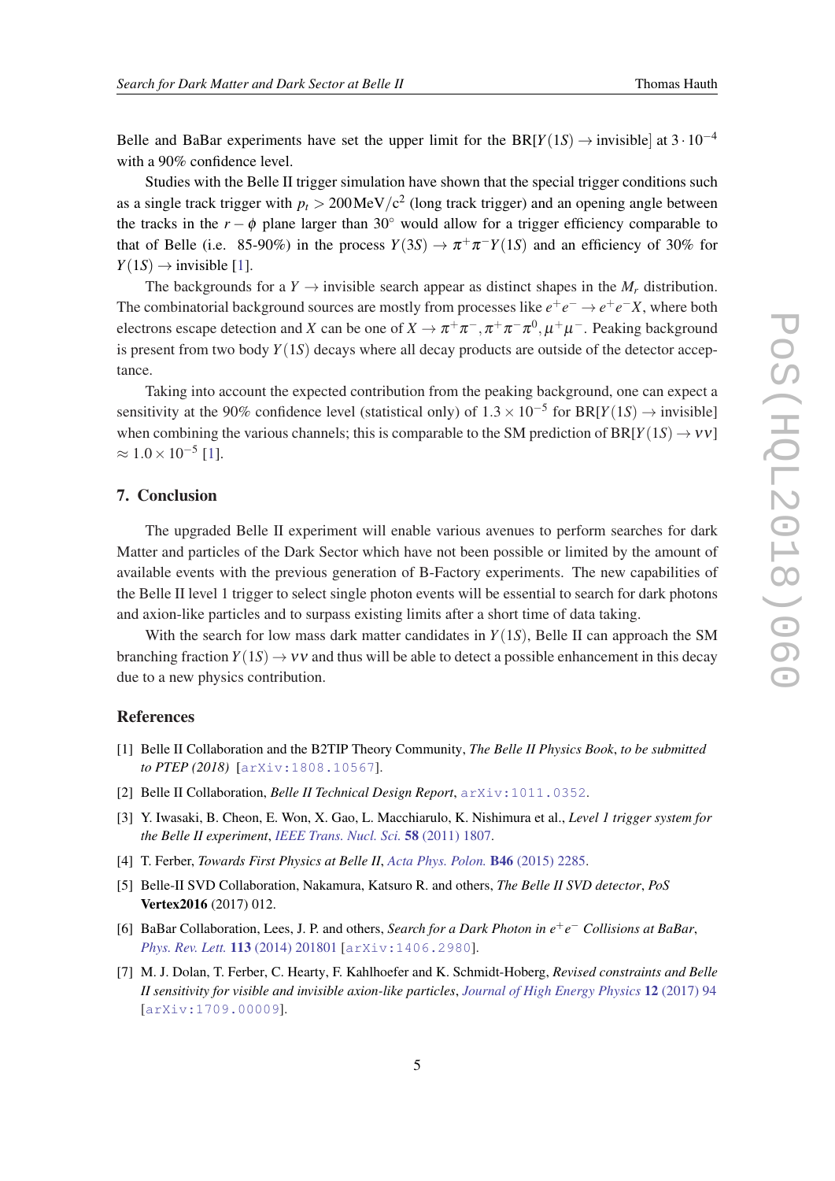Belle and BaBar experiments have set the upper limit for the BR[$\Upsilon(1S) \to$ invisible] at $3 \cdot 10^{-4}$ with a 90% confidence level.

Studies with the Belle II trigger simulation have shown that the special trigger conditions such as a single track trigger with $p_t > 200\,\mathrm{MeV/c^2}$ (long track trigger) and an opening angle between the tracks in the $r-\phi$ plane larger than $30^\circ$ would allow for a trigger efficiency comparable to that of Belle (i.e. 85-90%) in the process $\Upsilon(3S) \to \pi^+\pi^-\Upsilon(1S)$ and an efficiency of 30% for $\Upsilon(1S) \to$ invisible [1].

The backgrounds for a $\Upsilon \to$ invisible search appear as distinct shapes in the $M_r$ distribution. The combinatorial background sources are mostly from processes like $e^+e^- \to e^+e^-X$, where both electrons escape detection and $X$ can be one of $X \to \pi^+\pi^-, \pi^+\pi^-\pi^0, \mu^+\mu^-$. Peaking background is present from two body $\Upsilon(1S)$ decays where all decay products are outside of the detector acceptance.

Taking into account the expected contribution from the peaking background, one can expect a sensitivity at the 90% confidence level (statistical only) of $1.3 \times 10^{-5}$ for BR[$\Upsilon(1S) \to$ invisible] when combining the various channels; this is comparable to the SM prediction of BR[$\Upsilon(1S) \to \nu\nu$] $\approx 1.0 \times 10^{-5}$ [1].

## 7. Conclusion

The upgraded Belle II experiment will enable various avenues to perform searches for dark Matter and particles of the Dark Sector which have not been possible or limited by the amount of available events with the previous generation of B-Factory experiments. The new capabilities of the Belle II level 1 trigger to select single photon events will be essential to search for dark photons and axion-like particles and to surpass existing limits after a short time of data taking.

With the search for low mass dark matter candidates in $\Upsilon(1S)$, Belle II can approach the SM branching fraction $\Upsilon(1S) \to \nu\nu$ and thus will be able to detect a possible enhancement in this decay due to a new physics contribution.

## References

[1] Belle II Collaboration and the B2TIP Theory Community, *The Belle II Physics Book*, *to be submitted to PTEP (2018)* [arXiv:1808.10567].

[2] Belle II Collaboration, *Belle II Technical Design Report*, arXiv:1011.0352.

[3] Y. Iwasaki, B. Cheon, E. Won, X. Gao, L. Macchiarulo, K. Nishimura et al., *Level 1 trigger system for the Belle II experiment*, *IEEE Trans. Nucl. Sci.* **58** (2011) 1807.

[4] T. Ferber, *Towards First Physics at Belle II*, *Acta Phys. Polon.* **B46** (2015) 2285.

[5] Belle-II SVD Collaboration, Nakamura, Katsuro R. and others, *The Belle II SVD detector*, *PoS* **Vertex2016** (2017) 012.

[6] BaBar Collaboration, Lees, J. P. and others, *Search for a Dark Photon in $e^+e^-$ Collisions at BaBar*, *Phys. Rev. Lett.* **113** (2014) 201801 [arXiv:1406.2980].

[7] M. J. Dolan, T. Ferber, C. Hearty, F. Kahlhoefer and K. Schmidt-Hoberg, *Revised constraints and Belle II sensitivity for visible and invisible axion-like particles*, *Journal of High Energy Physics* **12** (2017) 94 [arXiv:1709.00009].